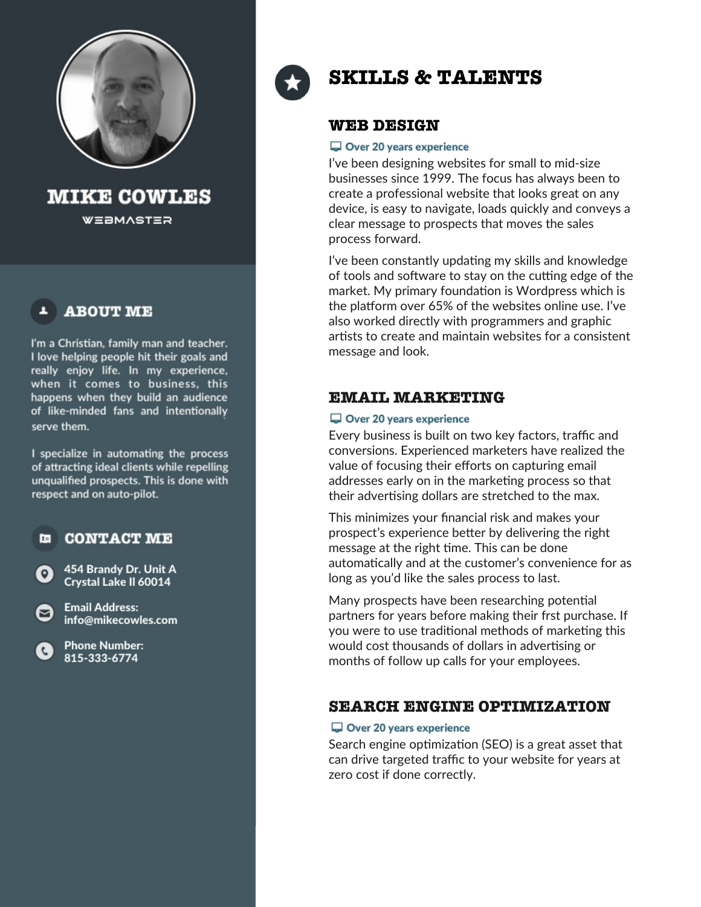# MIKE COWLES

WEBMASTER

## ABOUT ME

I'm a Christian, family man and teacher. I love helping people hit their goals and really enjoy life. In my experience, when it comes to business, this happens when they build an audience of like-minded fans and intentionally serve them.

I specialize in automating the process of attracting ideal clients while repelling unqualified prospects. This is done with respect and on auto-pilot.

## CONTACT ME

454 Brandy Dr. Unit A
Crystal Lake Il 60014

**Email Address:**
info@mikecowles.com

**Phone Number:**
815-333-6774

## SKILLS & TALENTS

### WEB DESIGN

**Over 20 years experience**

I've been designing websites for small to mid-size businesses since 1999. The focus has always been to create a professional website that looks great on any device, is easy to navigate, loads quickly and conveys a clear message to prospects that moves the sales process forward.

I've been constantly updating my skills and knowledge of tools and software to stay on the cutting edge of the market. My primary foundation is Wordpress which is the platform over 65% of the websites online use. I've also worked directly with programmers and graphic artists to create and maintain websites for a consistent message and look.

### EMAIL MARKETING

**Over 20 years experience**

Every business is built on two key factors, traffic and conversions. Experienced marketers have realized the value of focusing their efforts on capturing email addresses early on in the marketing process so that their advertising dollars are stretched to the max.

This minimizes your financial risk and makes your prospect's experience better by delivering the right message at the right time. This can be done automatically and at the customer's convenience for as long as you'd like the sales process to last.

Many prospects have been researching potential partners for years before making their frst purchase. If you were to use traditional methods of marketing this would cost thousands of dollars in advertising or months of follow up calls for your employees.

### SEARCH ENGINE OPTIMIZATION

**Over 20 years experience**

Search engine optimization (SEO) is a great asset that can drive targeted traffic to your website for years at zero cost if done correctly.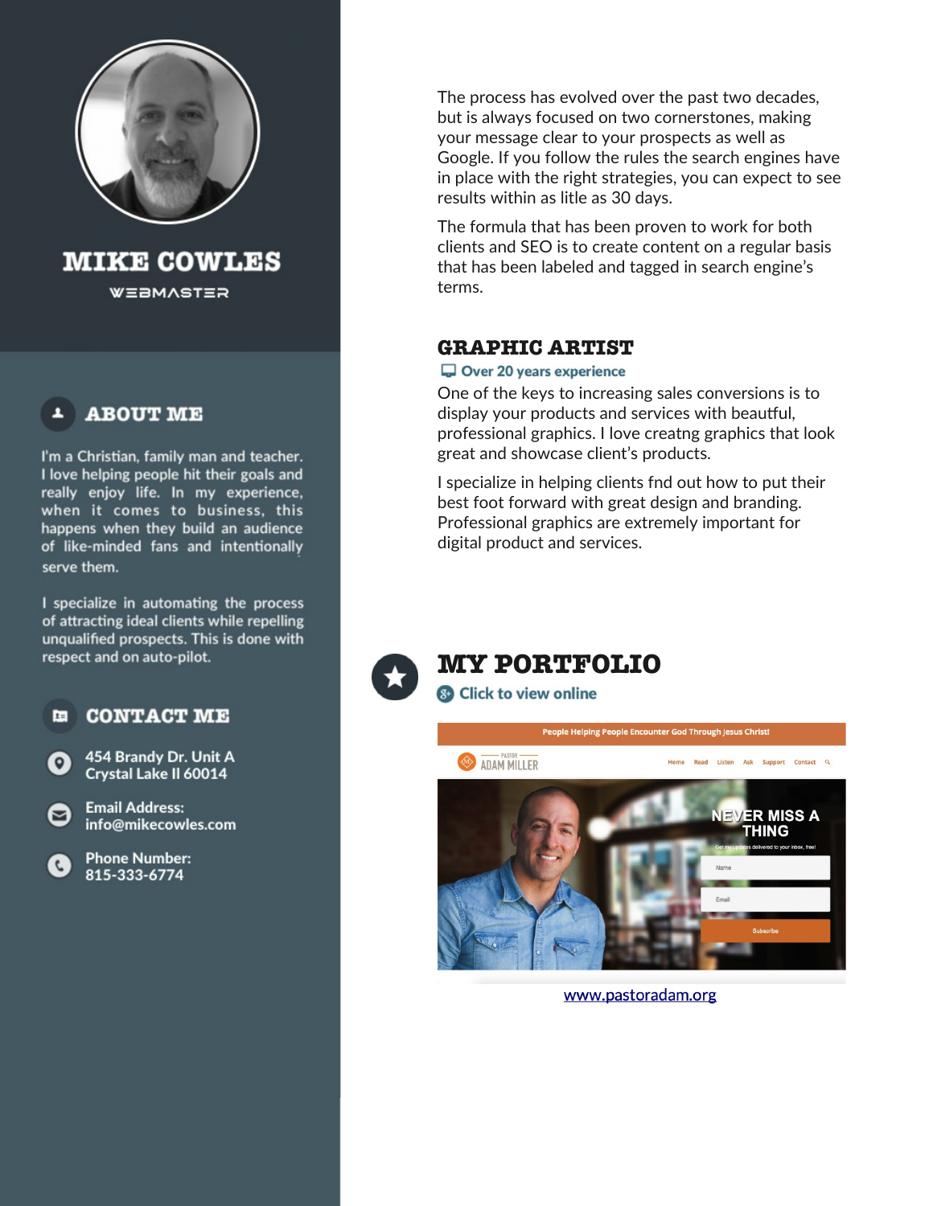# MIKE COWLES

WEBMASTER

## ABOUT ME

I'm a Christian, family man and teacher. I love helping people hit their goals and really enjoy life. In my experience, when it comes to business, this happens when they build an audience of like-minded fans and intentionally serve them.

I specialize in automating the process of attracting ideal clients while repelling unqualified prospects. This is done with respect and on auto-pilot.

## CONTACT ME

454 Brandy Dr. Unit A
Crystal Lake Il 60014

Email Address:
info@mikecowles.com

Phone Number:
815-333-6774

The process has evolved over the past two decades, but is always focused on two cornerstones, making your message clear to your prospects as well as Google. If you follow the rules the search engines have in place with the right strategies, you can expect to see results within as litle as 30 days.

The formula that has been proven to work for both clients and SEO is to create content on a regular basis that has been labeled and tagged in search engine's terms.

## GRAPHIC ARTIST

**Over 20 years experience**

One of the keys to increasing sales conversions is to display your products and services with beautiful, professional graphics. I love creatng graphics that look great and showcase client's products.

I specialize in helping clients fnd out how to put their best foot forward with great design and branding. Professional graphics are extremely important for digital product and services.

## MY PORTFOLIO

**Click to view online**

People Helping People Encounter God Through Jesus Christ!

PASTOR ADAM MILLER

Home Read Listen Ask Support Contact

NEVER MISS A THING

Get my updates delivered to your inbox, free!

Name

Email

Subscribe

www.pastoradam.org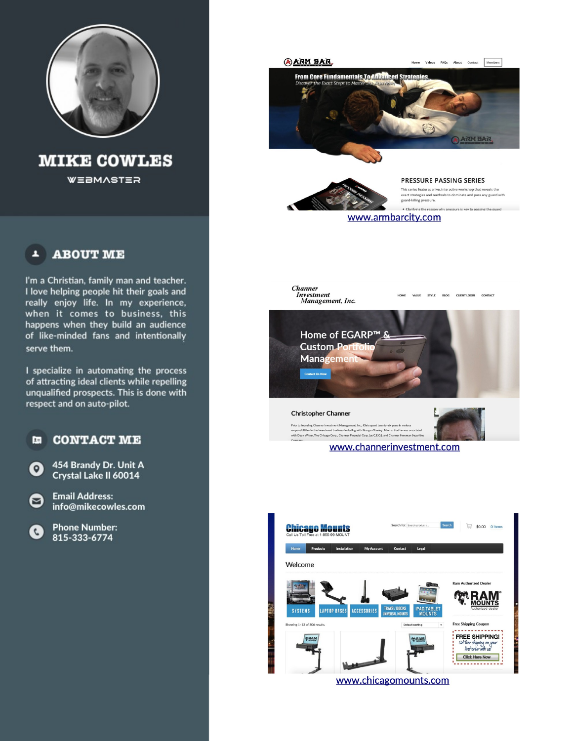# MIKE COWLES

WEBMASTER

## ABOUT ME

I'm a Christian, family man and teacher. I love helping people hit their goals and really enjoy life. In my experience, when it comes to business, this happens when they build an audience of like-minded fans and intentionally serve them.

I specialize in automating the process of attracting ideal clients while repelling unqualified prospects. This is done with respect and on auto-pilot.

## CONTACT ME

454 Brandy Dr. Unit A
Crystal Lake Il 60014

Email Address:
info@mikecowles.com

Phone Number:
815-333-6774

www.armbarcity.com

www.channerinvestment.com

www.chicagomounts.com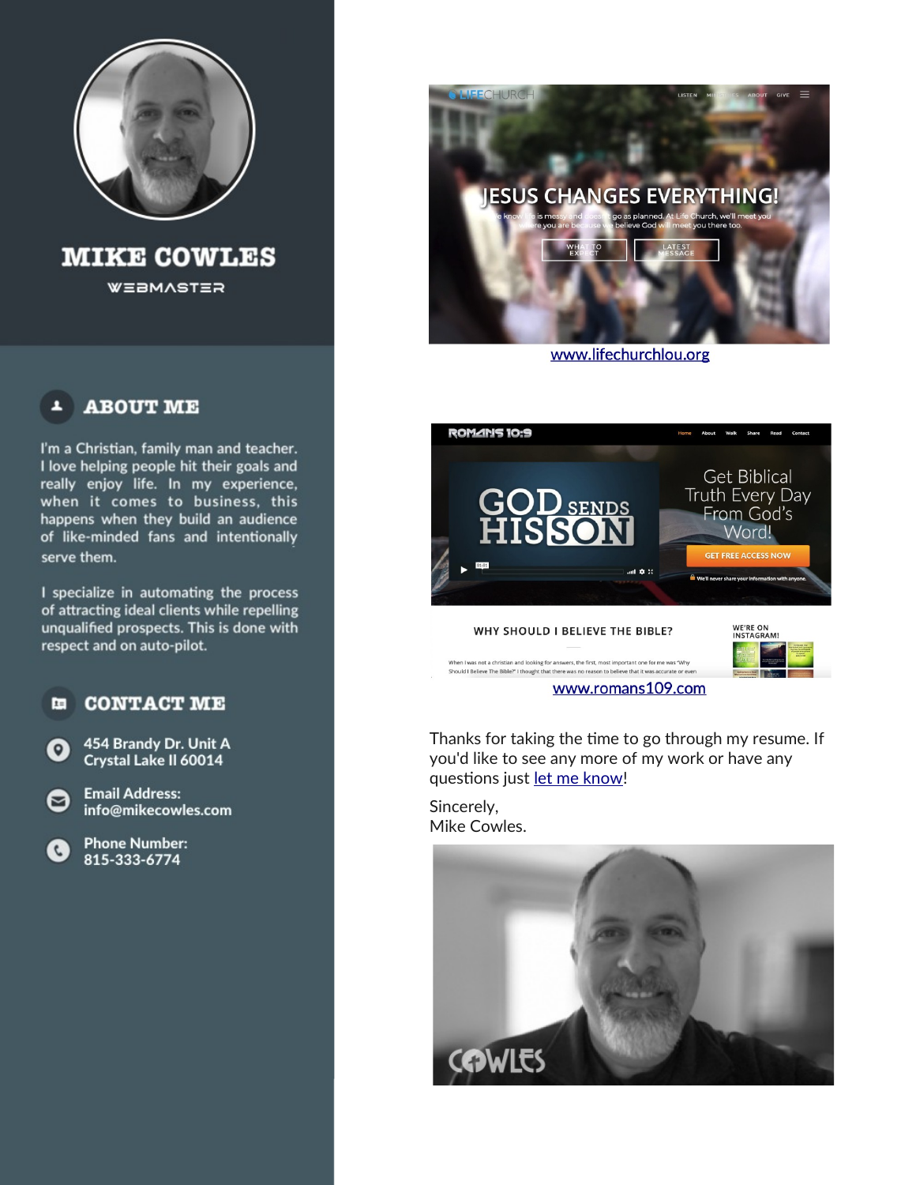# MIKE COWLES

WEBMASTER

## ABOUT ME

I'm a Christian, family man and teacher. I love helping people hit their goals and really enjoy life. In my experience, when it comes to business, this happens when they build an audience of like-minded fans and intentionally serve them.

I specialize in automating the process of attracting ideal clients while repelling unqualified prospects. This is done with respect and on auto-pilot.

## CONTACT ME

454 Brandy Dr. Unit A
Crystal Lake Il 60014

Email Address:
info@mikecowles.com

Phone Number:
815-333-6774

www.lifechurchlou.org

www.romans109.com

Thanks for taking the time to go through my resume. If you'd like to see any more of my work or have any questions just let me know!

Sincerely,
Mike Cowles.